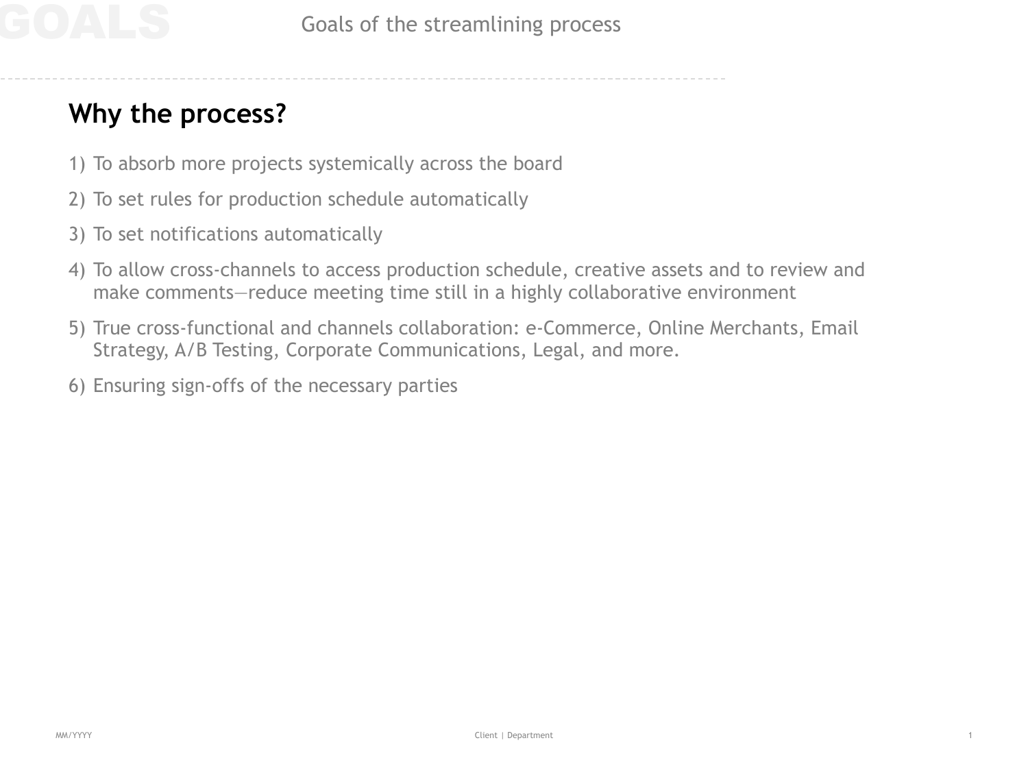# GOALS

## Goals of the streamlining process

### Why the process?

1) To absorb more projects systemically across the board
2) To set rules for production schedule automatically
3) To set notifications automatically
4) To allow cross-channels to access production schedule, creative assets and to review and make comments—reduce meeting time still in a highly collaborative environment
5) True cross-functional and channels collaboration: e-Commerce, Online Merchants, Email Strategy, A/B Testing, Corporate Communications, Legal, and more.
6) Ensuring sign-offs of the necessary parties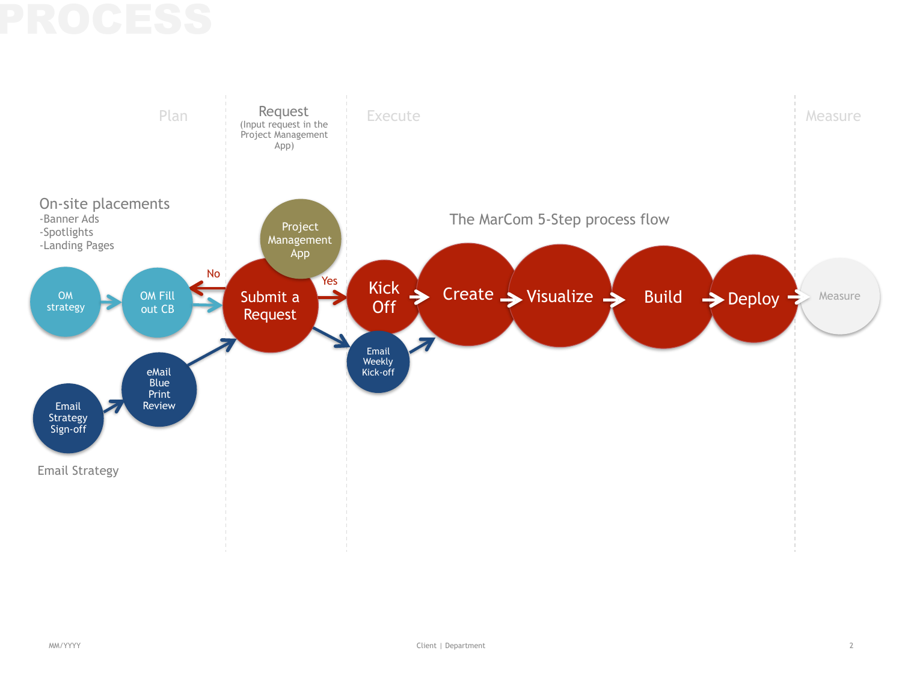# PROCESS

| Plan | Request (Input request in the Project Management App) | Execute | Measure |
| --- | --- | --- | --- |

**On-site placements**
- Banner Ads
- Spotlights
- Landing Pages

OM strategy → OM Fill out CB → Submit a Request

Email Strategy Sign-off → eMail Blue Print Review → Submit a Request

**Email Strategy**

Project Management App

Submit a Request → No → OM Fill out CB

Submit a Request → Yes → Kick Off

Submit a Request → Email Weekly Kick-off → Create

**The MarCom 5-Step process flow**

Kick Off → Create → Visualize → Build → Deploy → Measure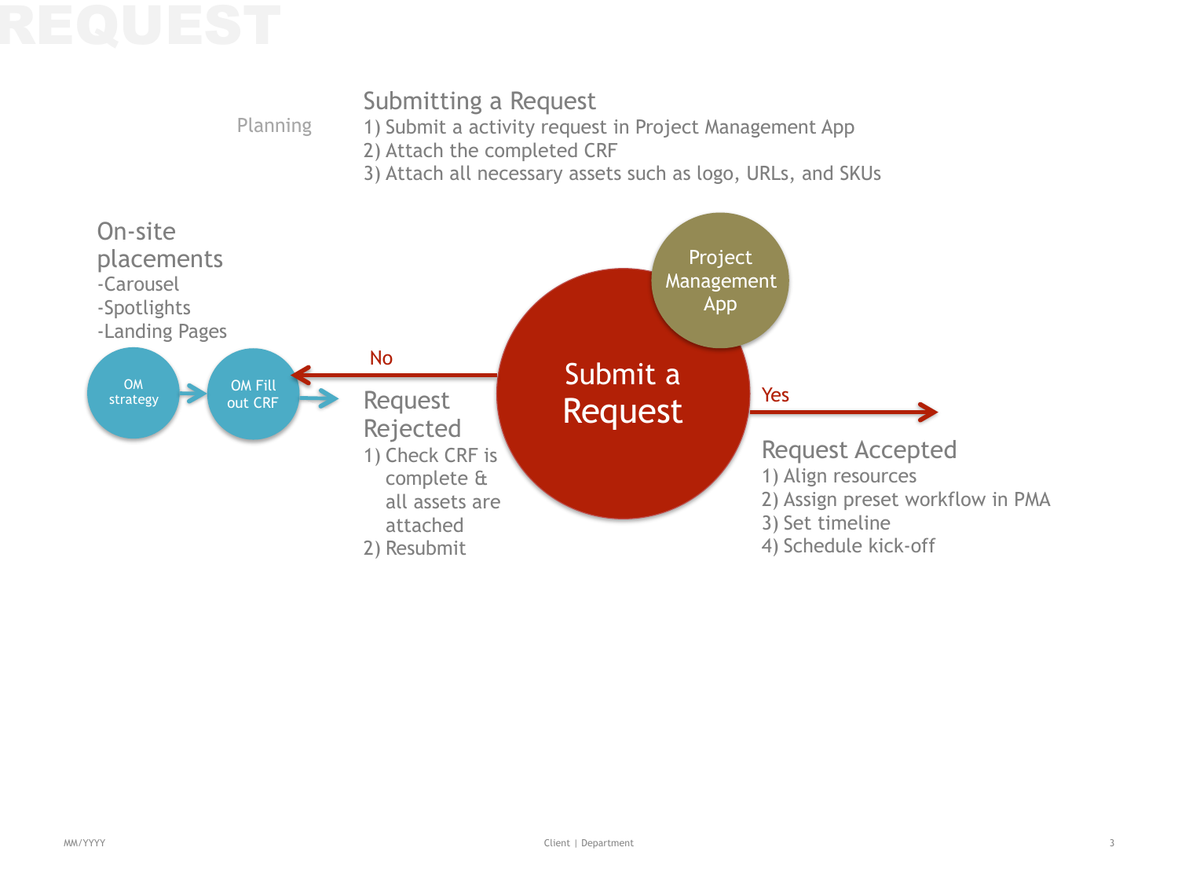# REQUEST

Planning

## Submitting a Request

1) Submit a activity request in Project Management App
2) Attach the completed CRF
3) Attach all necessary assets such as logo, URLs, and SKUs

### On-site placements

- -Carousel
- -Spotlights
- -Landing Pages

OM strategy → OM Fill out CRF →

Project Management App

Submit a Request

No

### Request Rejected

1) Check CRF is complete & all assets are attached
2) Resubmit

Yes

### Request Accepted

1) Align resources
2) Assign preset workflow in PMA
3) Set timeline
4) Schedule kick-off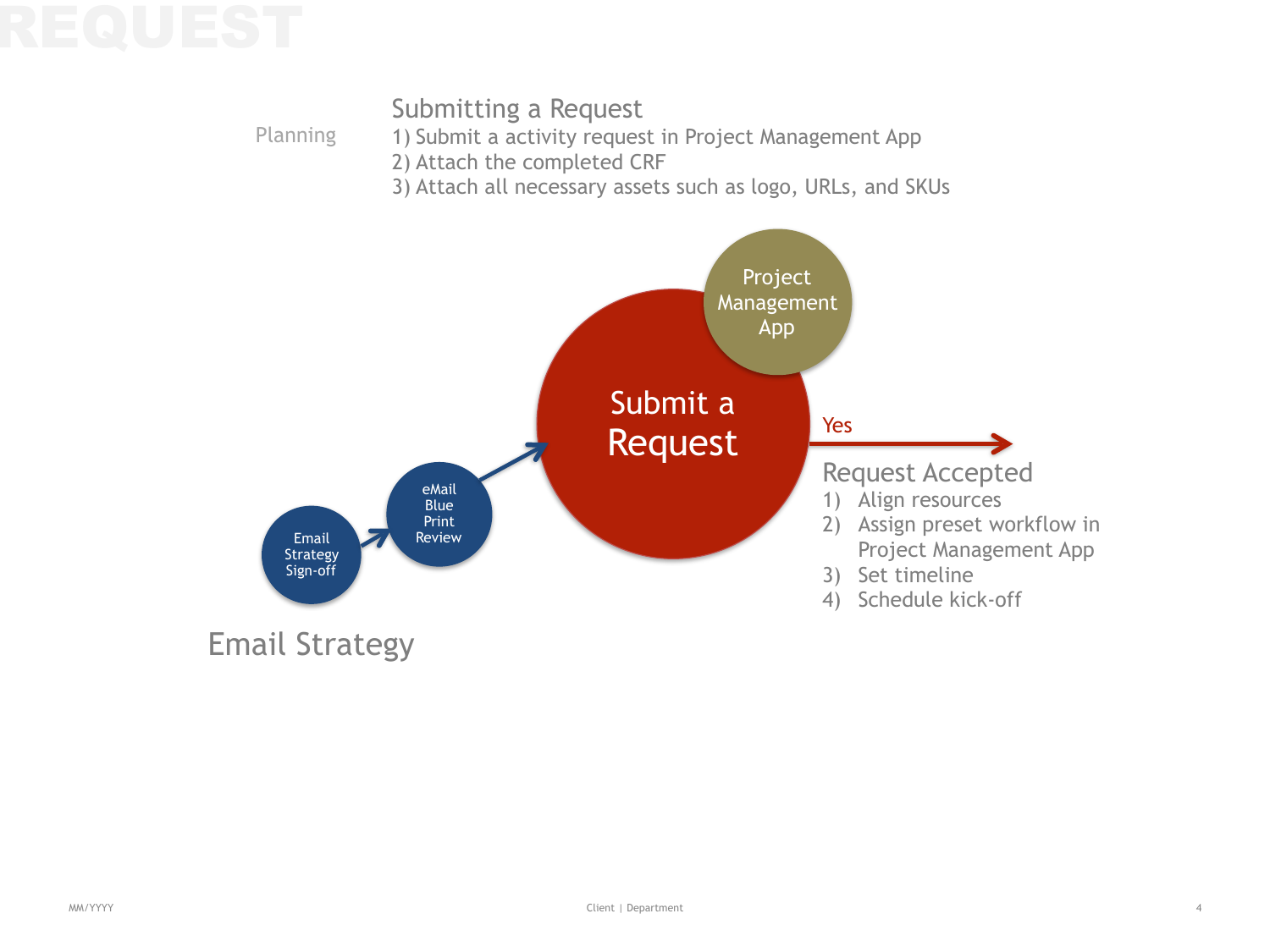# REQUEST

Planning

## Submitting a Request

1) Submit a activity request in Project Management App
2) Attach the completed CRF
3) Attach all necessary assets such as logo, URLs, and SKUs

Email Strategy Sign-off → eMail Blue Print Review → Submit a Request (Project Management App) → Yes

### Request Accepted

1) Align resources
2) Assign preset workflow in Project Management App
3) Set timeline
4) Schedule kick-off

Email Strategy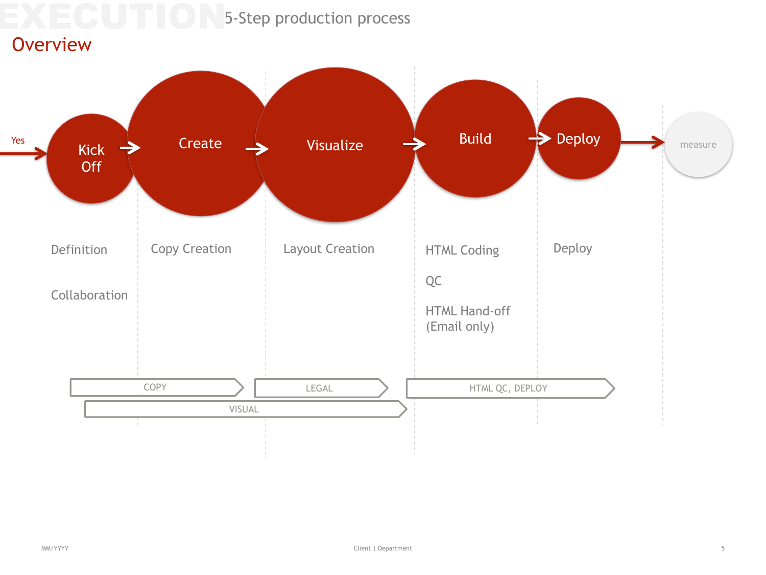# EXECUTION 5-Step production process

## Overview

Yes → Kick Off → Create → Visualize → Build → Deploy → measure

| Kick Off | Create | Visualize | Build | Deploy |
| --- | --- | --- | --- | --- |
| Definition | Copy Creation | Layout Creation | HTML Coding | Deploy |
| Collaboration | | | QC | |
| | | | HTML Hand-off (Email only) | |

COPY → LEGAL → HTML QC, DEPLOY

VISUAL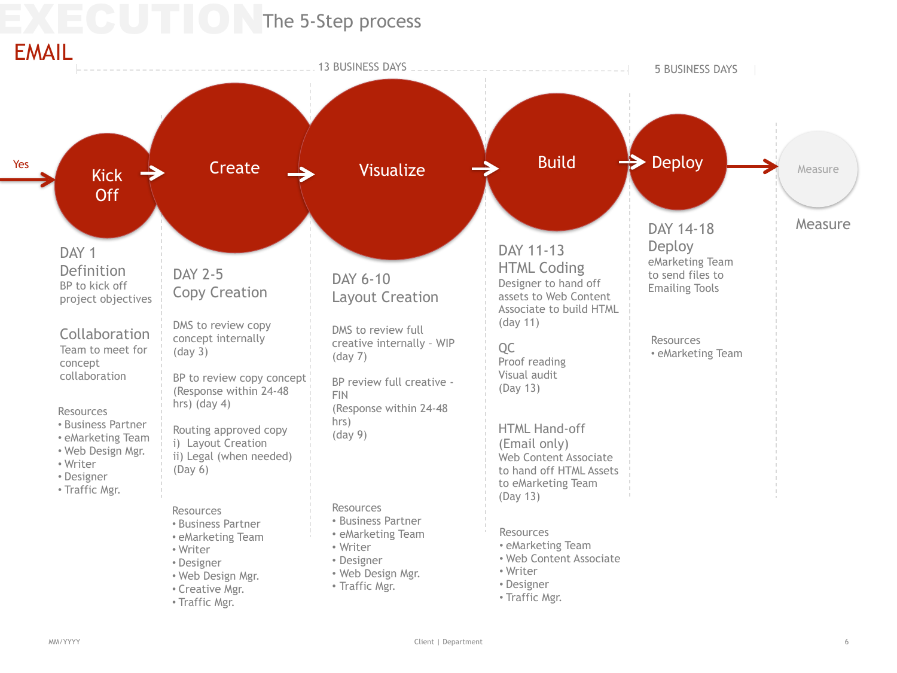# EXECUTION The 5-Step process

## EMAIL

13 BUSINESS DAYS | 5 BUSINESS DAYS

Yes → Kick Off → Create → Visualize → Build → Deploy → Measure

### Kick Off

**DAY 1**
**Definition**
BP to kick off project objectives

**Collaboration**
Team to meet for concept collaboration

Resources
- Business Partner
- eMarketing Team
- Web Design Mgr.
- Writer
- Designer
- Traffic Mgr.

### Create

**DAY 2-5**
**Copy Creation**

DMS to review copy concept internally (day 3)

BP to review copy concept (Response within 24-48 hrs) (day 4)

Routing approved copy
i) Layout Creation
ii) Legal (when needed)
(Day 6)

Resources
- Business Partner
- eMarketing Team
- Writer
- Designer
- Web Design Mgr.
- Creative Mgr.
- Traffic Mgr.

### Visualize

**DAY 6-10**
**Layout Creation**

DMS to review full creative internally – WIP (day 7)

BP review full creative - FIN
(Response within 24-48 hrs)
(day 9)

Resources
- Business Partner
- eMarketing Team
- Writer
- Designer
- Web Design Mgr.
- Traffic Mgr.

### Build

**DAY 11-13**
**HTML Coding**
Designer to hand off assets to Web Content Associate to build HTML (day 11)

**QC**
Proof reading
Visual audit
(Day 13)

**HTML Hand-off (Email only)**
Web Content Associate to hand off HTML Assets to eMarketing Team
(Day 13)

Resources
- eMarketing Team
- Web Content Associate
- Writer
- Designer
- Traffic Mgr.

### Deploy

**DAY 14-18**
**Deploy**
eMarketing Team to send files to Emailing Tools

Resources
- eMarketing Team

### Measure

Measure

MM/YYYY

Client | Department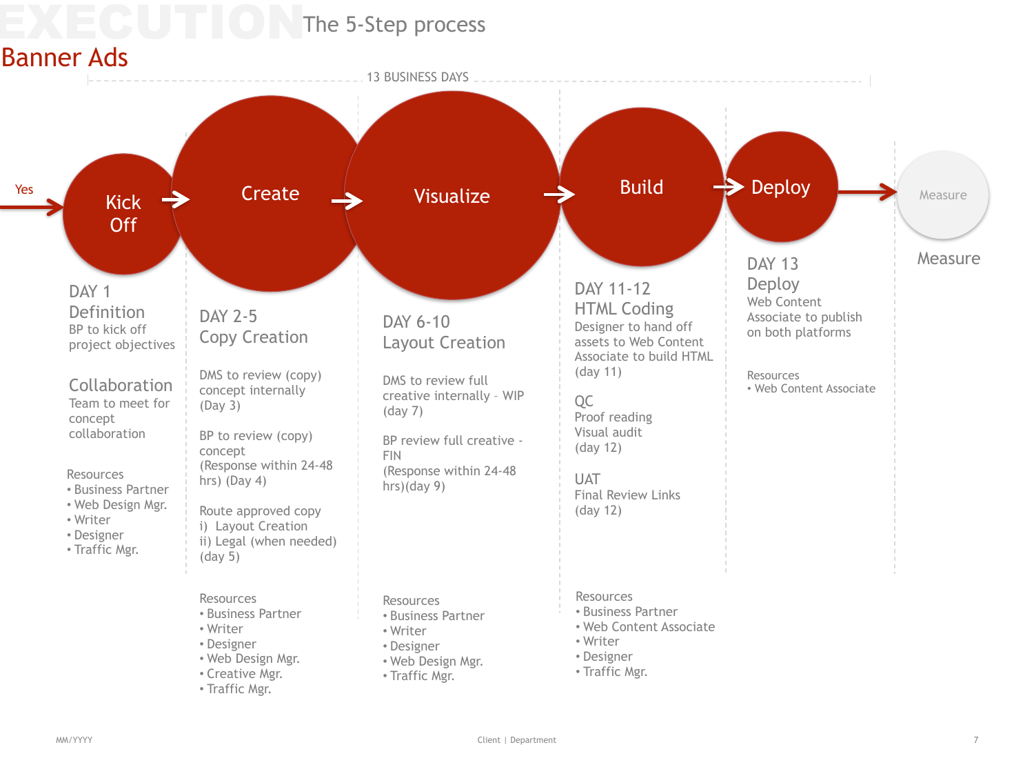# EXECUTION The 5-Step process

## Banner Ads

13 BUSINESS DAYS

Yes → Kick Off → Create → Visualize → Build → Deploy → Measure

### Kick Off

DAY 1
Definition
BP to kick off project objectives

Collaboration
Team to meet for concept collaboration

Resources
- Business Partner
- Web Design Mgr.
- Writer
- Designer
- Traffic Mgr.

### Create

DAY 2-5
Copy Creation

DMS to review (copy) concept internally (Day 3)

BP to review (copy) concept (Response within 24-48 hrs) (Day 4)

Route approved copy
i) Layout Creation
ii) Legal (when needed) (day 5)

Resources
- Business Partner
- Writer
- Designer
- Web Design Mgr.
- Creative Mgr.
- Traffic Mgr.

### Visualize

DAY 6-10
Layout Creation

DMS to review full creative internally – WIP (day 7)

BP review full creative - FIN (Response within 24-48 hrs)(day 9)

Resources
- Business Partner
- Writer
- Designer
- Web Design Mgr.
- Traffic Mgr.

### Build

DAY 11-12
HTML Coding
Designer to hand off assets to Web Content Associate to build HTML (day 11)

QC
Proof reading
Visual audit
(day 12)

UAT
Final Review Links
(day 12)

Resources
- Business Partner
- Web Content Associate
- Writer
- Designer
- Traffic Mgr.

### Deploy

DAY 13
Deploy
Web Content Associate to publish on both platforms

Resources
- Web Content Associate

### Measure

Measure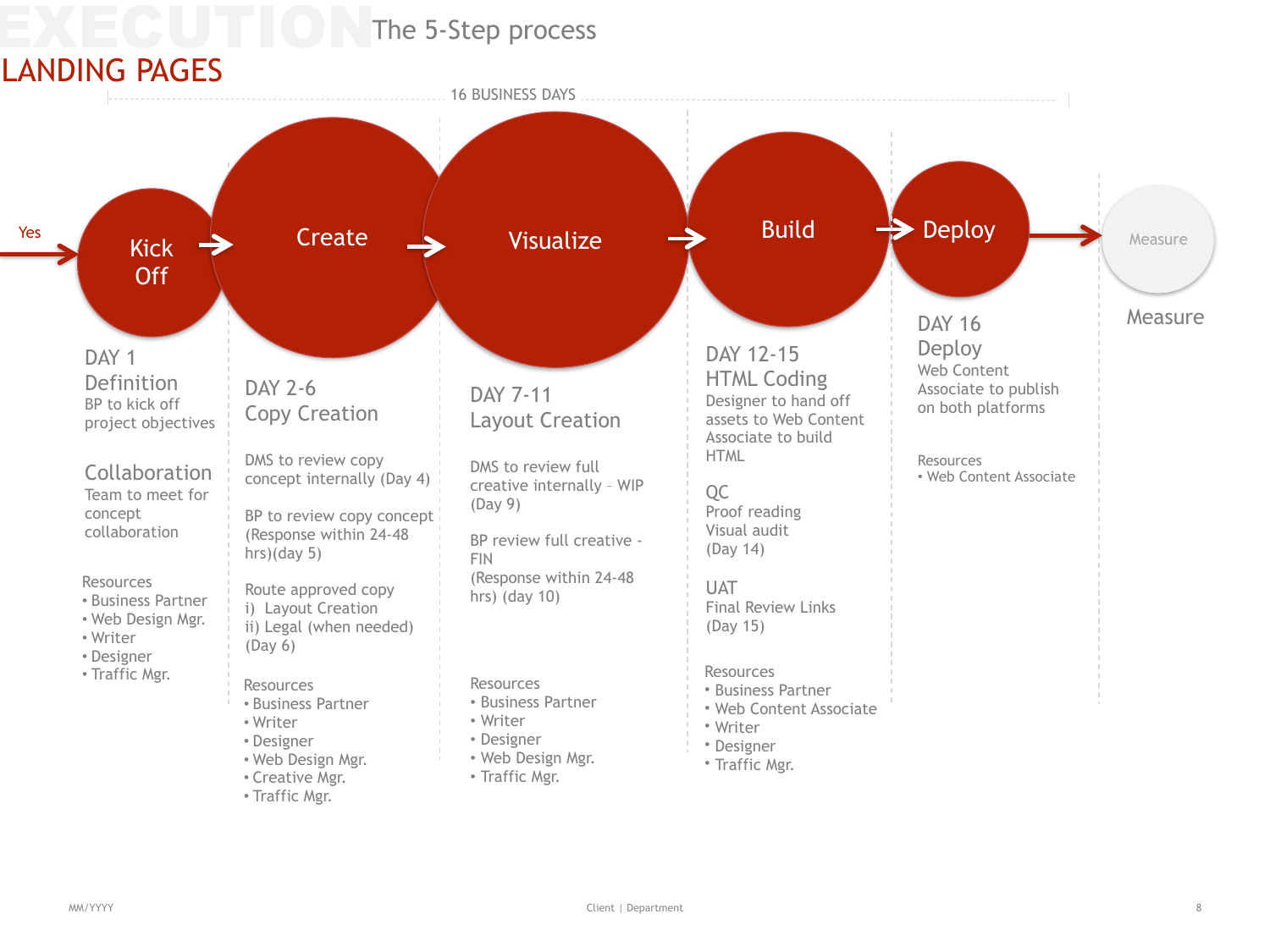# EXECUTION The 5-Step process

## LANDING PAGES

16 BUSINESS DAYS

Yes → Kick Off → Create → Visualize → Build → Deploy → Measure

### DAY 1
### Definition
BP to kick off project objectives

### Collaboration
Team to meet for concept collaboration

Resources
- Business Partner
- Web Design Mgr.
- Writer
- Designer
- Traffic Mgr.

### DAY 2-6
### Copy Creation

DMS to review copy concept internally (Day 4)

BP to review copy concept (Response within 24-48 hrs)(day 5)

Route approved copy
i) Layout Creation
ii) Legal (when needed)
(Day 6)

Resources
- Business Partner
- Writer
- Designer
- Web Design Mgr.
- Creative Mgr.
- Traffic Mgr.

### DAY 7-11
### Layout Creation

DMS to review full creative internally – WIP (Day 9)

BP review full creative - FIN
(Response within 24-48 hrs) (day 10)

Resources
- Business Partner
- Writer
- Designer
- Web Design Mgr.
- Traffic Mgr.

### DAY 12-15
### HTML Coding
Designer to hand off assets to Web Content Associate to build HTML

### QC
Proof reading
Visual audit
(Day 14)

### UAT
Final Review Links
(Day 15)

Resources
- Business Partner
- Web Content Associate
- Writer
- Designer
- Traffic Mgr.

### DAY 16
### Deploy
Web Content Associate to publish on both platforms

Resources
- Web Content Associate

### Measure

MM/YYYY

Client | Department